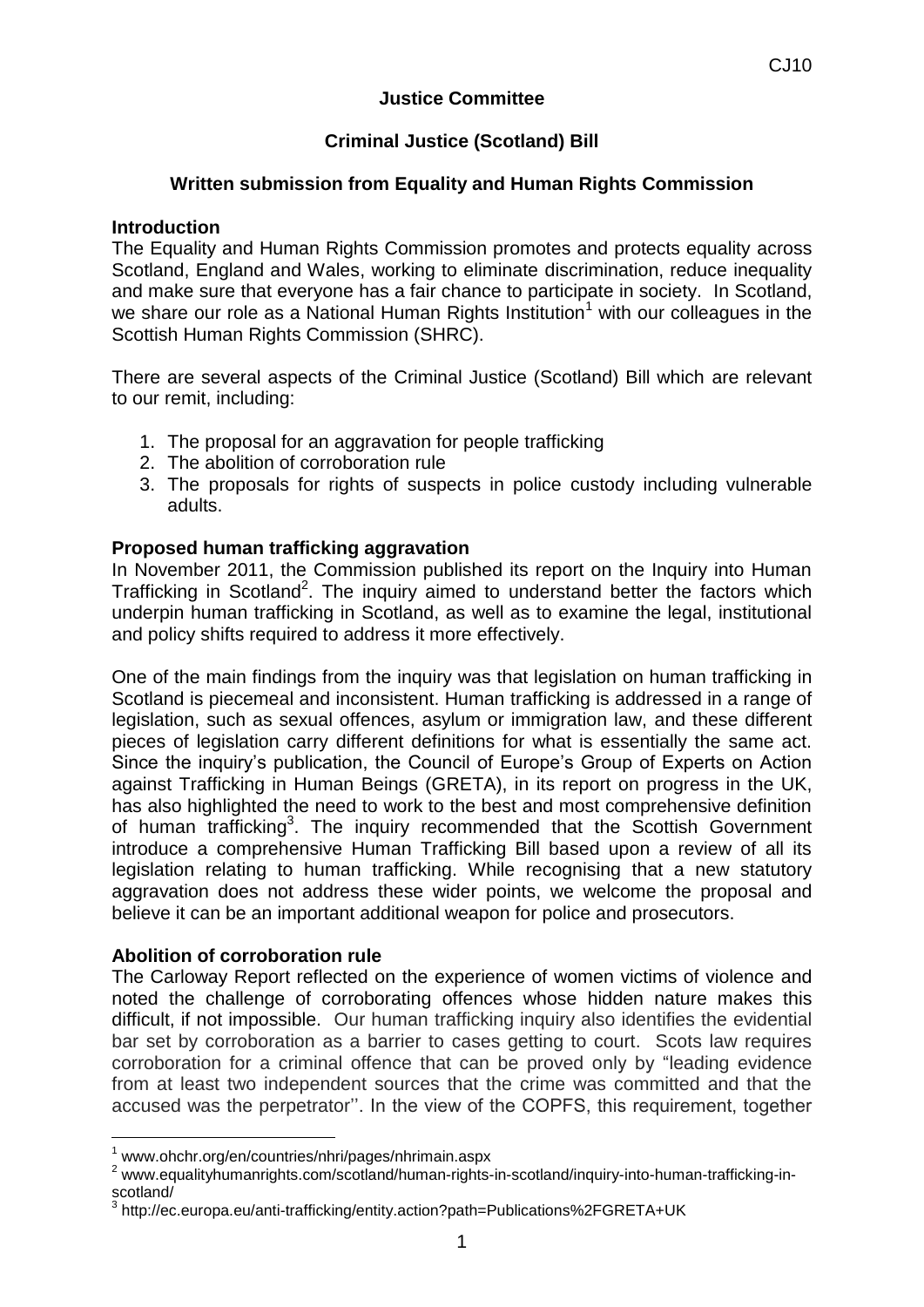CJ10

**Justice Committee**

**Criminal Justice (Scotland) Bill**

**Written submission from Equality and Human Rights Commission**

**Introduction**

The Equality and Human Rights Commission promotes and protects equality across Scotland, England and Wales, working to eliminate discrimination, reduce inequality and make sure that everyone has a fair chance to participate in society. In Scotland, we share our role as a National Human Rights Institution[1] with our colleagues in the Scottish Human Rights Commission (SHRC).

There are several aspects of the Criminal Justice (Scotland) Bill which are relevant to our remit, including:

1. The proposal for an aggravation for people trafficking
2. The abolition of corroboration rule
3. The proposals for rights of suspects in police custody including vulnerable adults.

**Proposed human trafficking aggravation**

In November 2011, the Commission published its report on the Inquiry into Human Trafficking in Scotland[2]. The inquiry aimed to understand better the factors which underpin human trafficking in Scotland, as well as to examine the legal, institutional and policy shifts required to address it more effectively.

One of the main findings from the inquiry was that legislation on human trafficking in Scotland is piecemeal and inconsistent. Human trafficking is addressed in a range of legislation, such as sexual offences, asylum or immigration law, and these different pieces of legislation carry different definitions for what is essentially the same act. Since the inquiry's publication, the Council of Europe's Group of Experts on Action against Trafficking in Human Beings (GRETA), in its report on progress in the UK, has also highlighted the need to work to the best and most comprehensive definition of human trafficking[3]. The inquiry recommended that the Scottish Government introduce a comprehensive Human Trafficking Bill based upon a review of all its legislation relating to human trafficking. While recognising that a new statutory aggravation does not address these wider points, we welcome the proposal and believe it can be an important additional weapon for police and prosecutors.

**Abolition of corroboration rule**

The Carloway Report reflected on the experience of women victims of violence and noted the challenge of corroborating offences whose hidden nature makes this difficult, if not impossible. Our human trafficking inquiry also identifies the evidential bar set by corroboration as a barrier to cases getting to court. Scots law requires corroboration for a criminal offence that can be proved only by "leading evidence from at least two independent sources that the crime was committed and that the accused was the perpetrator''. In the view of the COPFS, this requirement, together

[1] www.ohchr.org/en/countries/nhri/pages/nhrimain.aspx

[2] www.equalityhumanrights.com/scotland/human-rights-in-scotland/inquiry-into-human-trafficking-in-scotland/

[3] http://ec.europa.eu/anti-trafficking/entity.action?path=Publications%2FGRETA+UK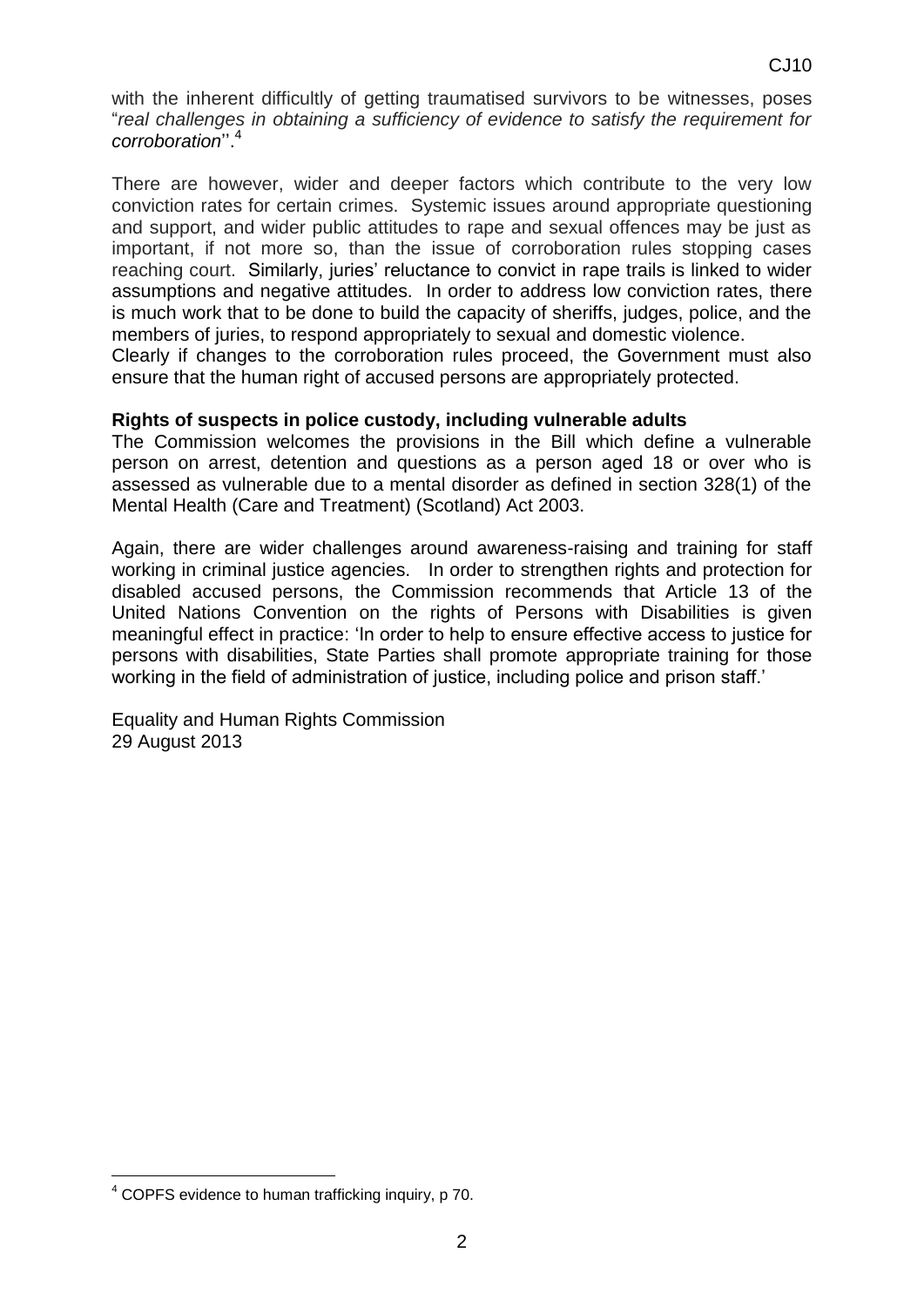with the inherent difficultly of getting traumatised survivors to be witnesses, poses "*real challenges in obtaining a sufficiency of evidence to satisfy the requirement for corroboration*''.[4]

There are however, wider and deeper factors which contribute to the very low conviction rates for certain crimes. Systemic issues around appropriate questioning and support, and wider public attitudes to rape and sexual offences may be just as important, if not more so, than the issue of corroboration rules stopping cases reaching court. Similarly, juries' reluctance to convict in rape trails is linked to wider assumptions and negative attitudes. In order to address low conviction rates, there is much work that to be done to build the capacity of sheriffs, judges, police, and the members of juries, to respond appropriately to sexual and domestic violence.
Clearly if changes to the corroboration rules proceed, the Government must also ensure that the human right of accused persons are appropriately protected.

**Rights of suspects in police custody, including vulnerable adults**
The Commission welcomes the provisions in the Bill which define a vulnerable person on arrest, detention and questions as a person aged 18 or over who is assessed as vulnerable due to a mental disorder as defined in section 328(1) of the Mental Health (Care and Treatment) (Scotland) Act 2003.

Again, there are wider challenges around awareness-raising and training for staff working in criminal justice agencies. In order to strengthen rights and protection for disabled accused persons, the Commission recommends that Article 13 of the United Nations Convention on the rights of Persons with Disabilities is given meaningful effect in practice: 'In order to help to ensure effective access to justice for persons with disabilities, State Parties shall promote appropriate training for those working in the field of administration of justice, including police and prison staff.'

Equality and Human Rights Commission
29 August 2013

---

[4] COPFS evidence to human trafficking inquiry, p 70.